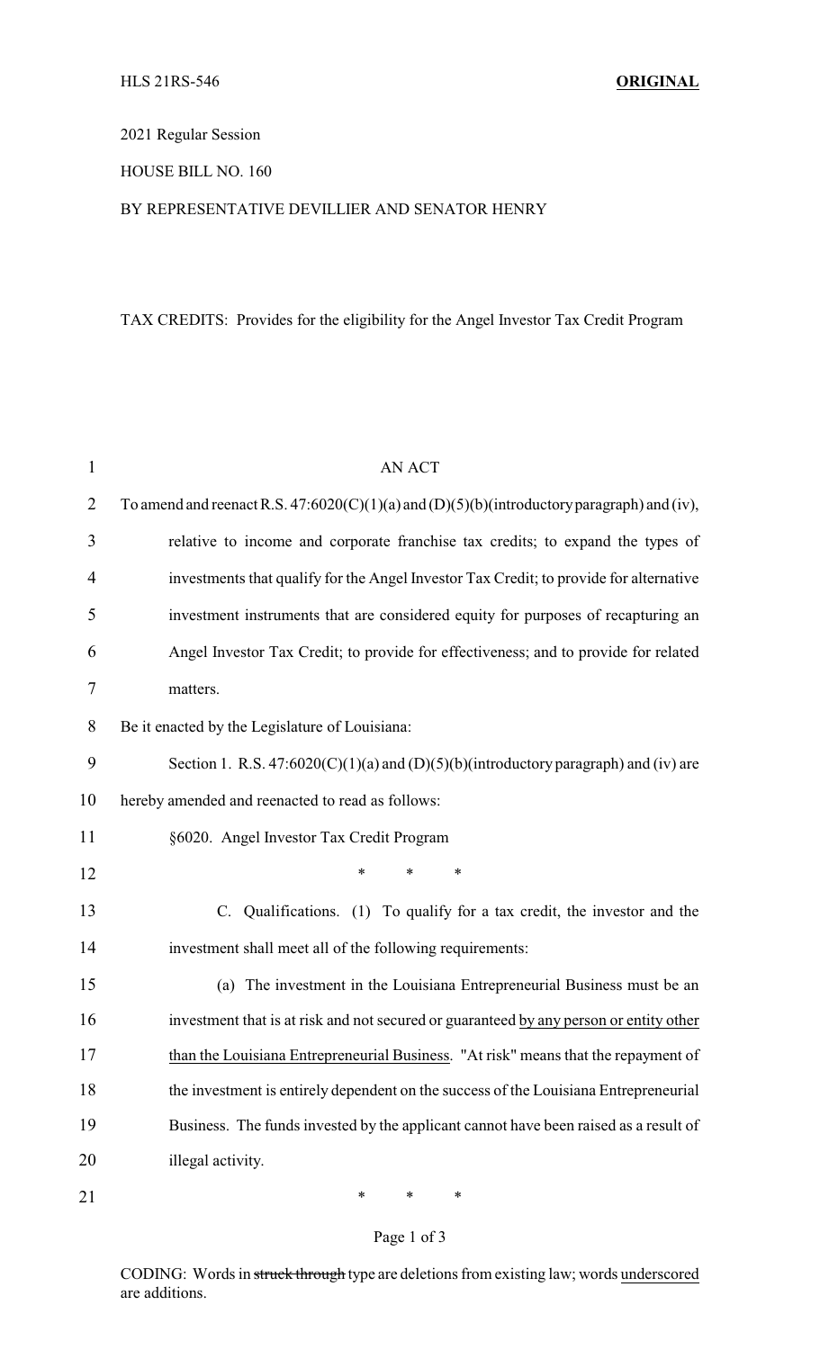HLS 21RS-546 **ORIGINAL**

2021 Regular Session

HOUSE BILL NO. 160

BY REPRESENTATIVE DEVILLIER AND SENATOR HENRY

TAX CREDITS: Provides for the eligibility for the Angel Investor Tax Credit Program

AN ACT

To amend and reenact R.S. 47:6020(C)(1)(a) and (D)(5)(b)(introductory paragraph) and (iv), relative to income and corporate franchise tax credits; to expand the types of investments that qualify for the Angel Investor Tax Credit; to provide for alternative investment instruments that are considered equity for purposes of recapturing an Angel Investor Tax Credit; to provide for effectiveness; and to provide for related matters.

Be it enacted by the Legislature of Louisiana:

Section 1. R.S. 47:6020(C)(1)(a) and (D)(5)(b)(introductory paragraph) and (iv) are hereby amended and reenacted to read as follows:

§6020. Angel Investor Tax Credit Program

\* \* \*

C. Qualifications. (1) To qualify for a tax credit, the investor and the investment shall meet all of the following requirements:

(a) The investment in the Louisiana Entrepreneurial Business must be an investment that is at risk and not secured or guaranteed <u>by any person or entity other than the Louisiana Entrepreneurial Business</u>. "At risk" means that the repayment of the investment is entirely dependent on the success of the Louisiana Entrepreneurial Business. The funds invested by the applicant cannot have been raised as a result of illegal activity.

\* \* \*

CODING: Words in ~~struck through~~ type are deletions from existing law; words <u>underscored</u> are additions.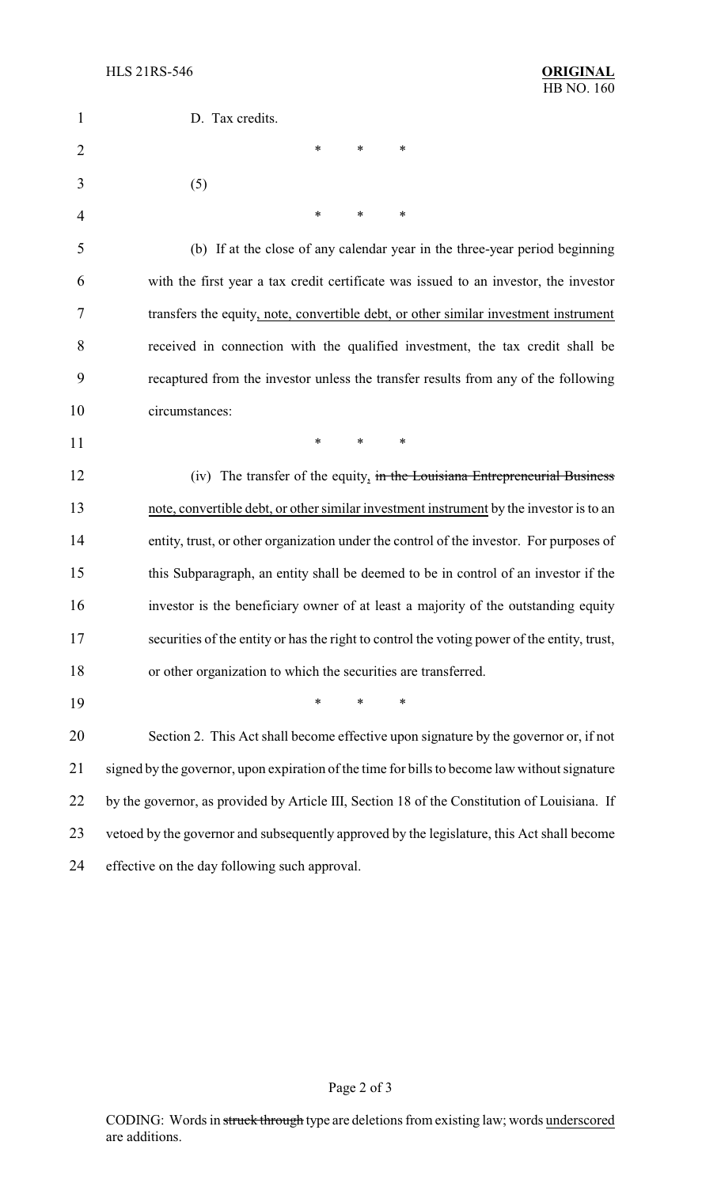D. Tax credits.

\* \* \*

(5)

\* \* \*

(b) If at the close of any calendar year in the three-year period beginning with the first year a tax credit certificate was issued to an investor, the investor transfers the equity, note, convertible debt, or other similar investment instrument received in connection with the qualified investment, the tax credit shall be recaptured from the investor unless the transfer results from any of the following circumstances:

\* \* \*

(iv) The transfer of the equity, ~~in the Louisiana Entrepreneurial Business~~ note, convertible debt, or other similar investment instrument by the investor is to an entity, trust, or other organization under the control of the investor. For purposes of this Subparagraph, an entity shall be deemed to be in control of an investor if the investor is the beneficiary owner of at least a majority of the outstanding equity securities of the entity or has the right to control the voting power of the entity, trust, or other organization to which the securities are transferred.

\* \* \*

Section 2. This Act shall become effective upon signature by the governor or, if not signed by the governor, upon expiration of the time for bills to become law without signature by the governor, as provided by Article III, Section 18 of the Constitution of Louisiana. If vetoed by the governor and subsequently approved by the legislature, this Act shall become effective on the day following such approval.

CODING: Words in ~~struck through~~ type are deletions from existing law; words underscored are additions.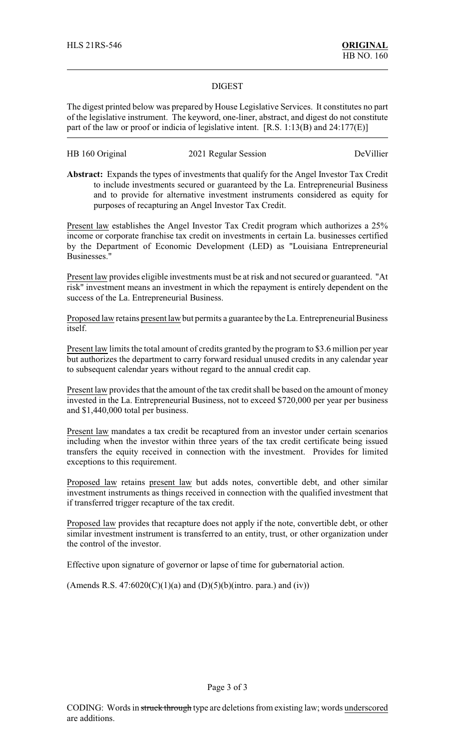HLS 21RS-546 **ORIGINAL**
HB NO. 160

## DIGEST

The digest printed below was prepared by House Legislative Services. It constitutes no part of the legislative instrument. The keyword, one-liner, abstract, and digest do not constitute part of the law or proof or indicia of legislative intent. [R.S. 1:13(B) and 24:177(E)]

HB 160 Original 2021 Regular Session DeVillier

**Abstract:** Expands the types of investments that qualify for the Angel Investor Tax Credit to include investments secured or guaranteed by the La. Entrepreneurial Business and to provide for alternative investment instruments considered as equity for purposes of recapturing an Angel Investor Tax Credit.

Present law establishes the Angel Investor Tax Credit program which authorizes a 25% income or corporate franchise tax credit on investments in certain La. businesses certified by the Department of Economic Development (LED) as "Louisiana Entrepreneurial Businesses."

Present law provides eligible investments must be at risk and not secured or guaranteed. "At risk" investment means an investment in which the repayment is entirely dependent on the success of the La. Entrepreneurial Business.

Proposed law retains present law but permits a guarantee by the La. Entrepreneurial Business itself.

Present law limits the total amount of credits granted by the program to $3.6 million per year but authorizes the department to carry forward residual unused credits in any calendar year to subsequent calendar years without regard to the annual credit cap.

Present law provides that the amount of the tax credit shall be based on the amount of money invested in the La. Entrepreneurial Business, not to exceed $720,000 per year per business and $1,440,000 total per business.

Present law mandates a tax credit be recaptured from an investor under certain scenarios including when the investor within three years of the tax credit certificate being issued transfers the equity received in connection with the investment. Provides for limited exceptions to this requirement.

Proposed law retains present law but adds notes, convertible debt, and other similar investment instruments as things received in connection with the qualified investment that if transferred trigger recapture of the tax credit.

Proposed law provides that recapture does not apply if the note, convertible debt, or other similar investment instrument is transferred to an entity, trust, or other organization under the control of the investor.

Effective upon signature of governor or lapse of time for gubernatorial action.

(Amends R.S. 47:6020(C)(1)(a) and (D)(5)(b)(intro. para.) and (iv))

CODING: Words in ~~struck through~~ type are deletions from existing law; words underscored are additions.